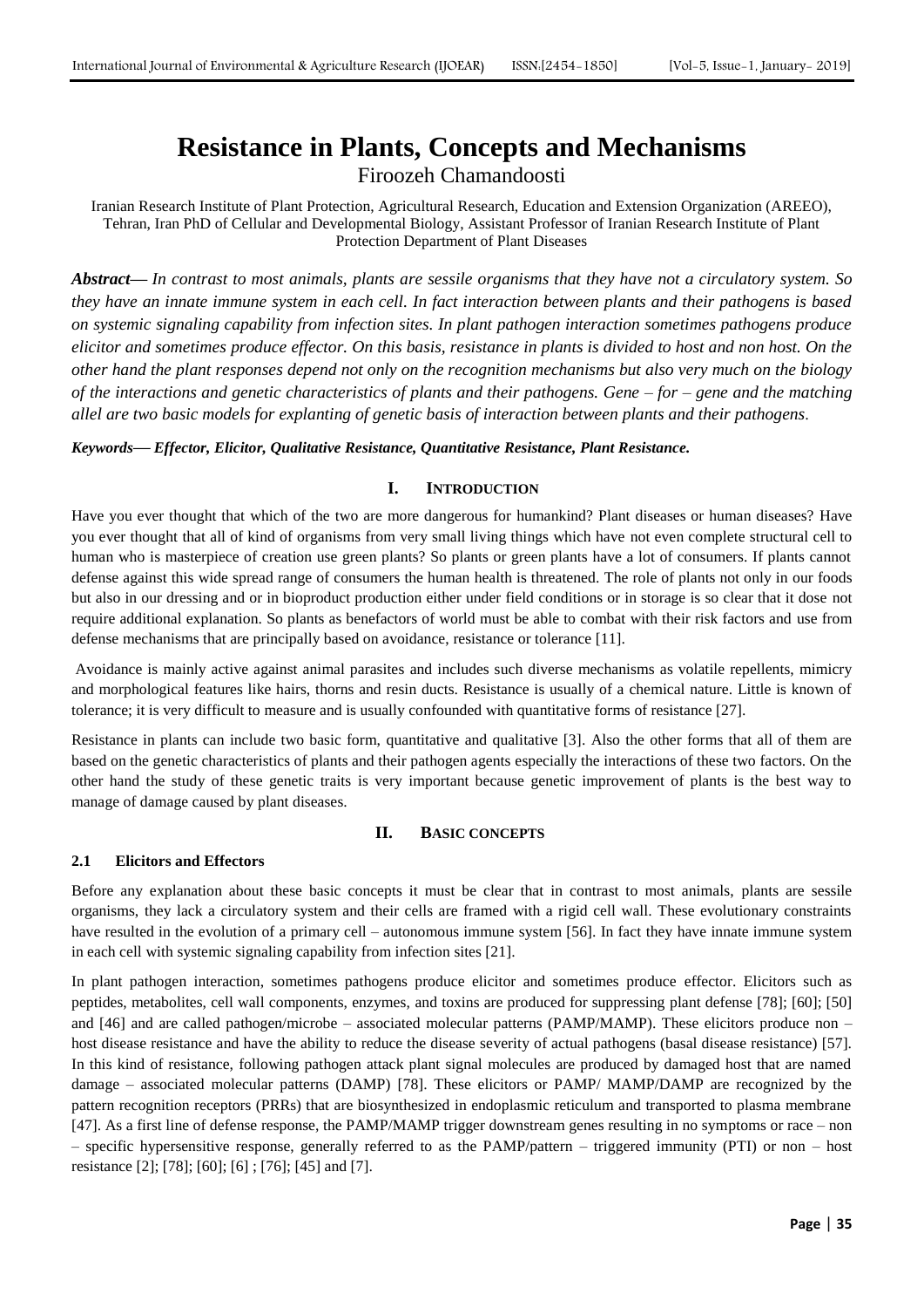# Resistance in Plants, Concepts and Mechanisms

Firoozeh Chamandoosti

Iranian Research Institute of Plant Protection, Agricultural Research, Education and Extension Organization (AREEO), Tehran, Iran PhD of Cellular and Developmental Biology, Assistant Professor of Iranian Research Institute of Plant Protection Department of Plant Diseases

***Abstract*****—** *In contrast to most animals, plants are sessile organisms that they have not a circulatory system. So they have an innate immune system in each cell. In fact interaction between plants and their pathogens is based on systemic signaling capability from infection sites. In plant pathogen interaction sometimes pathogens produce elicitor and sometimes produce effector. On this basis, resistance in plants is divided to host and non host. On the other hand the plant responses depend not only on the recognition mechanisms but also very much on the biology of the interactions and genetic characteristics of plants and their pathogens. Gene – for – gene and the matching allel are two basic models for explanting of genetic basis of interaction between plants and their pathogens.*

***Keywords*****—** ***Effector, Elicitor, Qualitative Resistance, Quantitative Resistance, Plant Resistance.***

## I. INTRODUCTION

Have you ever thought that which of the two are more dangerous for humankind? Plant diseases or human diseases? Have you ever thought that all of kind of organisms from very small living things which have not even complete structural cell to human who is masterpiece of creation use green plants? So plants or green plants have a lot of consumers. If plants cannot defense against this wide spread range of consumers the human health is threatened. The role of plants not only in our foods but also in our dressing and or in bioproduct production either under field conditions or in storage is so clear that it dose not require additional explanation. So plants as benefactors of world must be able to combat with their risk factors and use from defense mechanisms that are principally based on avoidance, resistance or tolerance [11].

Avoidance is mainly active against animal parasites and includes such diverse mechanisms as volatile repellents, mimicry and morphological features like hairs, thorns and resin ducts. Resistance is usually of a chemical nature. Little is known of tolerance; it is very difficult to measure and is usually confounded with quantitative forms of resistance [27].

Resistance in plants can include two basic form, quantitative and qualitative [3]. Also the other forms that all of them are based on the genetic characteristics of plants and their pathogen agents especially the interactions of these two factors. On the other hand the study of these genetic traits is very important because genetic improvement of plants is the best way to manage of damage caused by plant diseases.

## II. BASIC CONCEPTS

### 2.1 Elicitors and Effectors

Before any explanation about these basic concepts it must be clear that in contrast to most animals, plants are sessile organisms, they lack a circulatory system and their cells are framed with a rigid cell wall. These evolutionary constraints have resulted in the evolution of a primary cell – autonomous immune system [56]. In fact they have innate immune system in each cell with systemic signaling capability from infection sites [21].

In plant pathogen interaction, sometimes pathogens produce elicitor and sometimes produce effector. Elicitors such as peptides, metabolites, cell wall components, enzymes, and toxins are produced for suppressing plant defense [78]; [60]; [50] and [46] and are called pathogen/microbe – associated molecular patterns (PAMP/MAMP). These elicitors produce non – host disease resistance and have the ability to reduce the disease severity of actual pathogens (basal disease resistance) [57]. In this kind of resistance, following pathogen attack plant signal molecules are produced by damaged host that are named damage – associated molecular patterns (DAMP) [78]. These elicitors or PAMP/ MAMP/DAMP are recognized by the pattern recognition receptors (PRRs) that are biosynthesized in endoplasmic reticulum and transported to plasma membrane [47]. As a first line of defense response, the PAMP/MAMP trigger downstream genes resulting in no symptoms or race – non – specific hypersensitive response, generally referred to as the PAMP/pattern – triggered immunity (PTI) or non – host resistance [2]; [78]; [60]; [6] ; [76]; [45] and [7].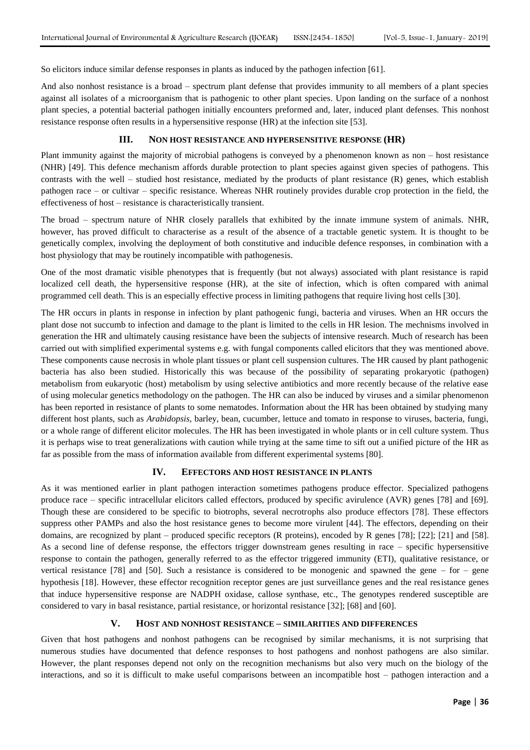So elicitors induce similar defense responses in plants as induced by the pathogen infection [61].

And also nonhost resistance is a broad – spectrum plant defense that provides immunity to all members of a plant species against all isolates of a microorganism that is pathogenic to other plant species. Upon landing on the surface of a nonhost plant species, a potential bacterial pathogen initially encounters preformed and, later, induced plant defenses. This nonhost resistance response often results in a hypersensitive response (HR) at the infection site [53].

## III. NON HOST RESISTANCE AND HYPERSENSITIVE RESPONSE (HR)

Plant immunity against the majority of microbial pathogens is conveyed by a phenomenon known as non – host resistance (NHR) [49]. This defence mechanism affords durable protection to plant species against given species of pathogens. This contrasts with the well – studied host resistance, mediated by the products of plant resistance (R) genes, which establish pathogen race – or cultivar – specific resistance. Whereas NHR routinely provides durable crop protection in the field, the effectiveness of host – resistance is characteristically transient.

The broad – spectrum nature of NHR closely parallels that exhibited by the innate immune system of animals. NHR, however, has proved difficult to characterise as a result of the absence of a tractable genetic system. It is thought to be genetically complex, involving the deployment of both constitutive and inducible defence responses, in combination with a host physiology that may be routinely incompatible with pathogenesis.

One of the most dramatic visible phenotypes that is frequently (but not always) associated with plant resistance is rapid localized cell death, the hypersensitive response (HR), at the site of infection, which is often compared with animal programmed cell death. This is an especially effective process in limiting pathogens that require living host cells [30].

The HR occurs in plants in response in infection by plant pathogenic fungi, bacteria and viruses. When an HR occurs the plant dose not succumb to infection and damage to the plant is limited to the cells in HR lesion. The mechnisms involved in generation the HR and ultimately causing resistance have been the subjects of intensive research. Much of research has been carried out with simplified experimental systems e.g. with fungal components called elicitors that they was mentioned above. These components cause necrosis in whole plant tissues or plant cell suspension cultures. The HR caused by plant pathogenic bacteria has also been studied. Historically this was because of the possibility of separating prokaryotic (pathogen) metabolism from eukaryotic (host) metabolism by using selective antibiotics and more recently because of the relative ease of using molecular genetics methodology on the pathogen. The HR can also be induced by viruses and a similar phenomenon has been reported in resistance of plants to some nematodes. Information about the HR has been obtained by studying many different host plants, such as *Arabidopsis*, barley, bean, cucumber, lettuce and tomato in response to viruses, bacteria, fungi, or a whole range of different elicitor molecules. The HR has been investigated in whole plants or in cell culture system. Thus it is perhaps wise to treat generalizations with caution while trying at the same time to sift out a unified picture of the HR as far as possible from the mass of information available from different experimental systems [80].

## IV. EFFECTORS AND HOST RESISTANCE IN PLANTS

As it was mentioned earlier in plant pathogen interaction sometimes pathogens produce effector. Specialized pathogens produce race – specific intracellular elicitors called effectors, produced by specific avirulence (AVR) genes [78] and [69]. Though these are considered to be specific to biotrophs, several necrotrophs also produce effectors [78]. These effectors suppress other PAMPs and also the host resistance genes to become more virulent [44]. The effectors, depending on their domains, are recognized by plant – produced specific receptors (R proteins), encoded by R genes [78]; [22]; [21] and [58]. As a second line of defense response, the effectors trigger downstream genes resulting in race – specific hypersensitive response to contain the pathogen, generally referred to as the effector triggered immunity (ETI), qualitative resistance, or vertical resistance [78] and [50]. Such a resistance is considered to be monogenic and spawned the gene – for – gene hypothesis [18]. However, these effector recognition receptor genes are just surveillance genes and the real resistance genes that induce hypersensitive response are NADPH oxidase, callose synthase, etc., The genotypes rendered susceptible are considered to vary in basal resistance, partial resistance, or horizontal resistance [32]; [68] and [60].

## V. HOST AND NONHOST RESISTANCE – SIMILARITIES AND DIFFERENCES

Given that host pathogens and nonhost pathogens can be recognised by similar mechanisms, it is not surprising that numerous studies have documented that defence responses to host pathogens and nonhost pathogens are also similar. However, the plant responses depend not only on the recognition mechanisms but also very much on the biology of the interactions, and so it is difficult to make useful comparisons between an incompatible host – pathogen interaction and a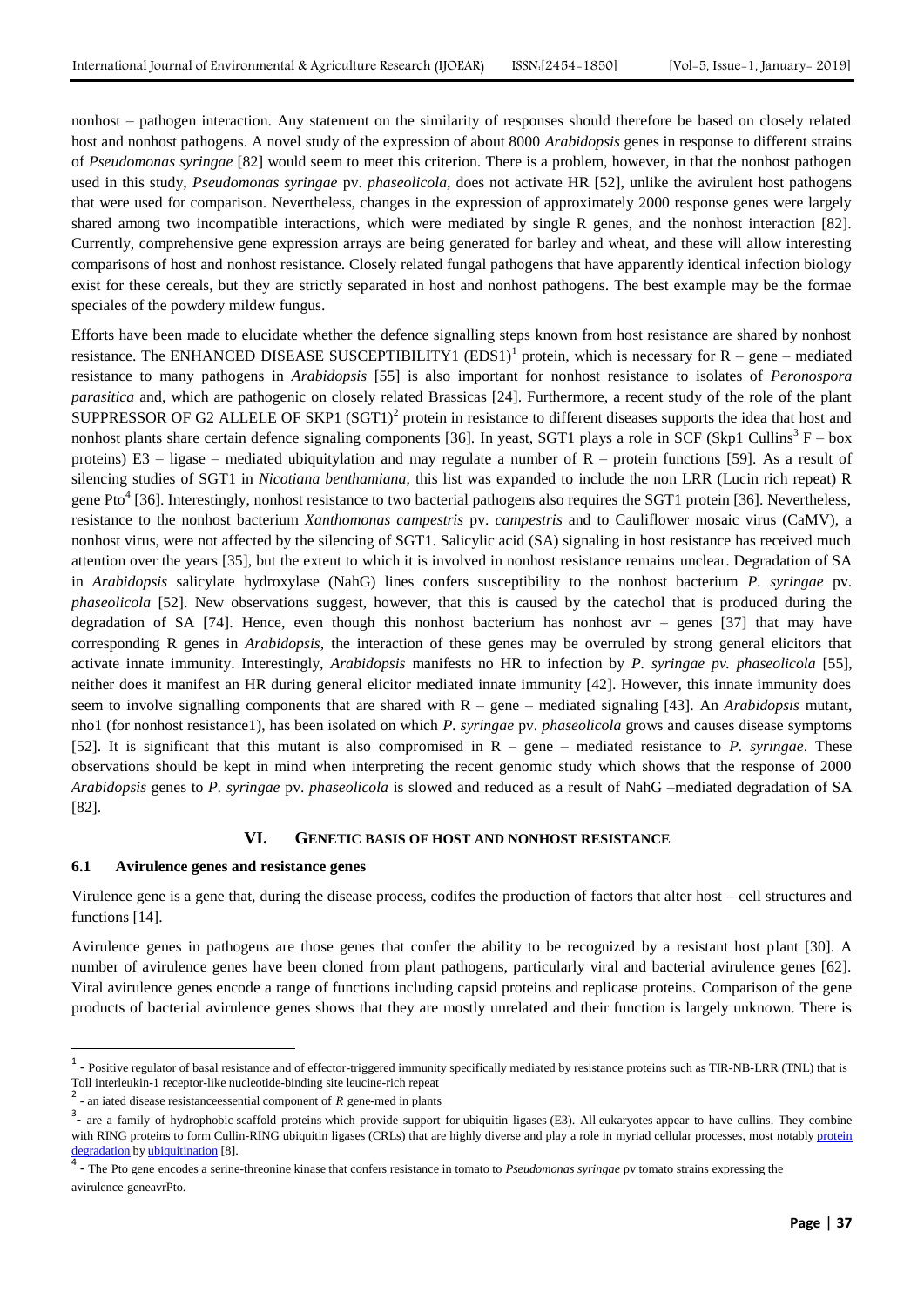nonhost – pathogen interaction. Any statement on the similarity of responses should therefore be based on closely related host and nonhost pathogens. A novel study of the expression of about 8000 *Arabidopsis* genes in response to different strains of *Pseudomonas syringae* [82] would seem to meet this criterion. There is a problem, however, in that the nonhost pathogen used in this study, *Pseudomonas syringae* pv. *phaseolicola*, does not activate HR [52], unlike the avirulent host pathogens that were used for comparison. Nevertheless, changes in the expression of approximately 2000 response genes were largely shared among two incompatible interactions, which were mediated by single R genes, and the nonhost interaction [82]. Currently, comprehensive gene expression arrays are being generated for barley and wheat, and these will allow interesting comparisons of host and nonhost resistance. Closely related fungal pathogens that have apparently identical infection biology exist for these cereals, but they are strictly separated in host and nonhost pathogens. The best example may be the formae speciales of the powdery mildew fungus.

Efforts have been made to elucidate whether the defence signalling steps known from host resistance are shared by nonhost resistance. The ENHANCED DISEASE SUSCEPTIBILITY1 (EDS1)[1] protein, which is necessary for R – gene – mediated resistance to many pathogens in *Arabidopsis* [55] is also important for nonhost resistance to isolates of *Peronospora parasitica* and, which are pathogenic on closely related Brassicas [24]. Furthermore, a recent study of the role of the plant SUPPRESSOR OF G2 ALLELE OF SKP1 (SGT1)[2] protein in resistance to different diseases supports the idea that host and nonhost plants share certain defence signaling components [36]. In yeast, SGT1 plays a role in SCF (Skp1 Cullins[3] F – box proteins) E3 – ligase – mediated ubiquitylation and may regulate a number of R – protein functions [59]. As a result of silencing studies of SGT1 in *Nicotiana benthamiana*, this list was expanded to include the non LRR (Lucin rich repeat) R gene Pto[4] [36]. Interestingly, nonhost resistance to two bacterial pathogens also requires the SGT1 protein [36]. Nevertheless, resistance to the nonhost bacterium *Xanthomonas campestris* pv. *campestris* and to Cauliflower mosaic virus (CaMV), a nonhost virus, were not affected by the silencing of SGT1. Salicylic acid (SA) signaling in host resistance has received much attention over the years [35], but the extent to which it is involved in nonhost resistance remains unclear. Degradation of SA in *Arabidopsis* salicylate hydroxylase (NahG) lines confers susceptibility to the nonhost bacterium *P. syringae* pv. *phaseolicola* [52]. New observations suggest, however, that this is caused by the catechol that is produced during the degradation of SA [74]. Hence, even though this nonhost bacterium has nonhost avr – genes [37] that may have corresponding R genes in *Arabidopsis*, the interaction of these genes may be overruled by strong general elicitors that activate innate immunity. Interestingly, *Arabidopsis* manifests no HR to infection by *P. syringae pv. phaseolicola* [55], neither does it manifest an HR during general elicitor mediated innate immunity [42]. However, this innate immunity does seem to involve signalling components that are shared with R – gene – mediated signaling [43]. An *Arabidopsis* mutant, nho1 (for nonhost resistance1), has been isolated on which *P. syringae* pv. *phaseolicola* grows and causes disease symptoms [52]. It is significant that this mutant is also compromised in R – gene – mediated resistance to *P. syringae*. These observations should be kept in mind when interpreting the recent genomic study which shows that the response of 2000 *Arabidopsis* genes to *P. syringae* pv. *phaseolicola* is slowed and reduced as a result of NahG –mediated degradation of SA [82].

## VI. GENETIC BASIS OF HOST AND NONHOST RESISTANCE

### 6.1 Avirulence genes and resistance genes

Virulence gene is a gene that, during the disease process, codifes the production of factors that alter host – cell structures and functions [14].

Avirulence genes in pathogens are those genes that confer the ability to be recognized by a resistant host plant [30]. A number of avirulence genes have been cloned from plant pathogens, particularly viral and bacterial avirulence genes [62]. Viral avirulence genes encode a range of functions including capsid proteins and replicase proteins. Comparison of the gene products of bacterial avirulence genes shows that they are mostly unrelated and their function is largely unknown. There is

---

[1] - Positive regulator of basal resistance and of effector-triggered immunity specifically mediated by resistance proteins such as TIR-NB-LRR (TNL) that is Toll interleukin-1 receptor-like nucleotide-binding site leucine-rich repeat

[2] - an iated disease resistanceessential component of *R* gene-med in plants

[3] - are a family of hydrophobic scaffold proteins which provide support for ubiquitin ligases (E3). All eukaryotes appear to have cullins. They combine with RING proteins to form Cullin-RING ubiquitin ligases (CRLs) that are highly diverse and play a role in myriad cellular processes, most notably protein degradation by ubiquitination [8].

[4] - The Pto gene encodes a serine-threonine kinase that confers resistance in tomato to *Pseudomonas syringae* pv tomato strains expressing the avirulence geneavrPto.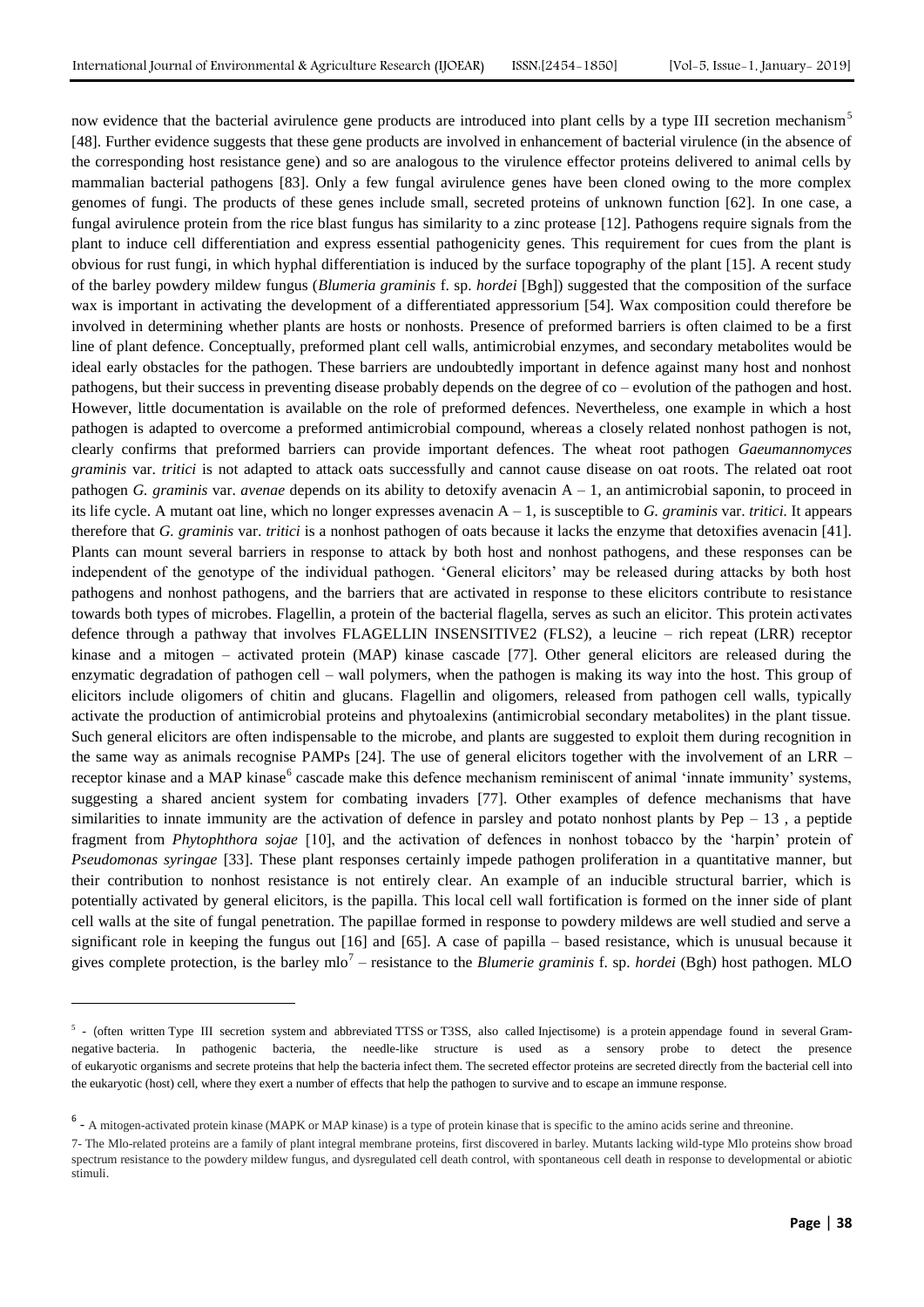now evidence that the bacterial avirulence gene products are introduced into plant cells by a type III secretion mechanism[5] [48]. Further evidence suggests that these gene products are involved in enhancement of bacterial virulence (in the absence of the corresponding host resistance gene) and so are analogous to the virulence effector proteins delivered to animal cells by mammalian bacterial pathogens [83]. Only a few fungal avirulence genes have been cloned owing to the more complex genomes of fungi. The products of these genes include small, secreted proteins of unknown function [62]. In one case, a fungal avirulence protein from the rice blast fungus has similarity to a zinc protease [12]. Pathogens require signals from the plant to induce cell differentiation and express essential pathogenicity genes. This requirement for cues from the plant is obvious for rust fungi, in which hyphal differentiation is induced by the surface topography of the plant [15]. A recent study of the barley powdery mildew fungus (*Blumeria graminis* f. sp. *hordei* [Bgh]) suggested that the composition of the surface wax is important in activating the development of a differentiated appressorium [54]. Wax composition could therefore be involved in determining whether plants are hosts or nonhosts. Presence of preformed barriers is often claimed to be a first line of plant defence. Conceptually, preformed plant cell walls, antimicrobial enzymes, and secondary metabolites would be ideal early obstacles for the pathogen. These barriers are undoubtedly important in defence against many host and nonhost pathogens, but their success in preventing disease probably depends on the degree of co – evolution of the pathogen and host. However, little documentation is available on the role of preformed defences. Nevertheless, one example in which a host pathogen is adapted to overcome a preformed antimicrobial compound, whereas a closely related nonhost pathogen is not, clearly confirms that preformed barriers can provide important defences. The wheat root pathogen *Gaeumannomyces graminis* var. *tritici* is not adapted to attack oats successfully and cannot cause disease on oat roots. The related oat root pathogen *G. graminis* var. *avenae* depends on its ability to detoxify avenacin A – 1, an antimicrobial saponin, to proceed in its life cycle. A mutant oat line, which no longer expresses avenacin A – 1, is susceptible to *G. graminis* var. *tritici*. It appears therefore that *G. graminis* var. *tritici* is a nonhost pathogen of oats because it lacks the enzyme that detoxifies avenacin [41]. Plants can mount several barriers in response to attack by both host and nonhost pathogens, and these responses can be independent of the genotype of the individual pathogen. 'General elicitors' may be released during attacks by both host pathogens and nonhost pathogens, and the barriers that are activated in response to these elicitors contribute to resistance towards both types of microbes. Flagellin, a protein of the bacterial flagella, serves as such an elicitor. This protein activates defence through a pathway that involves FLAGELLIN INSENSITIVE2 (FLS2), a leucine – rich repeat (LRR) receptor kinase and a mitogen – activated protein (MAP) kinase cascade [77]. Other general elicitors are released during the enzymatic degradation of pathogen cell – wall polymers, when the pathogen is making its way into the host. This group of elicitors include oligomers of chitin and glucans. Flagellin and oligomers, released from pathogen cell walls, typically activate the production of antimicrobial proteins and phytoalexins (antimicrobial secondary metabolites) in the plant tissue. Such general elicitors are often indispensable to the microbe, and plants are suggested to exploit them during recognition in the same way as animals recognise PAMPs [24]. The use of general elicitors together with the involvement of an LRR – receptor kinase and a MAP kinase[6] cascade make this defence mechanism reminiscent of animal 'innate immunity' systems, suggesting a shared ancient system for combating invaders [77]. Other examples of defence mechanisms that have similarities to innate immunity are the activation of defence in parsley and potato nonhost plants by Pep – 13 , a peptide fragment from *Phytophthora sojae* [10], and the activation of defences in nonhost tobacco by the 'harpin' protein of *Pseudomonas syringae* [33]. These plant responses certainly impede pathogen proliferation in a quantitative manner, but their contribution to nonhost resistance is not entirely clear. An example of an inducible structural barrier, which is potentially activated by general elicitors, is the papilla. This local cell wall fortification is formed on the inner side of plant cell walls at the site of fungal penetration. The papillae formed in response to powdery mildews are well studied and serve a significant role in keeping the fungus out [16] and [65]. A case of papilla – based resistance, which is unusual because it gives complete protection, is the barley mlo[7] – resistance to the *Blumerie graminis* f. sp. *hordei* (Bgh) host pathogen. MLO

---

5 - (often written Type III secretion system and abbreviated TTSS or T3SS, also called Injectisome) is a protein appendage found in several Gram-negative bacteria. In pathogenic bacteria, the needle-like structure is used as a sensory probe to detect the presence of eukaryotic organisms and secrete proteins that help the bacteria infect them. The secreted effector proteins are secreted directly from the bacterial cell into the eukaryotic (host) cell, where they exert a number of effects that help the pathogen to survive and to escape an immune response.

6 - A mitogen-activated protein kinase (MAPK or MAP kinase) is a type of protein kinase that is specific to the amino acids serine and threonine.

7- The Mlo-related proteins are a family of plant integral membrane proteins, first discovered in barley. Mutants lacking wild-type Mlo proteins show broad spectrum resistance to the powdery mildew fungus, and dysregulated cell death control, with spontaneous cell death in response to developmental or abiotic stimuli.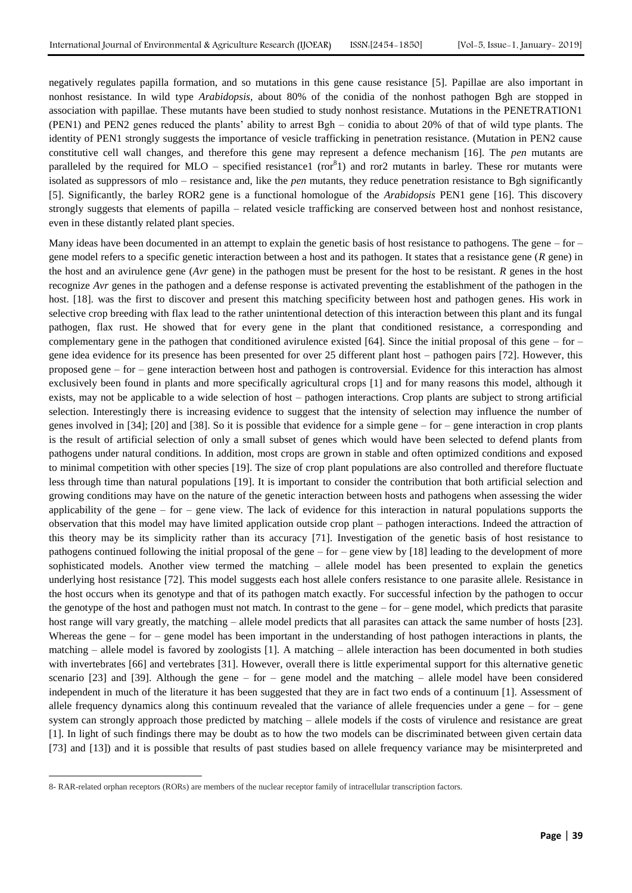negatively regulates papilla formation, and so mutations in this gene cause resistance [5]. Papillae are also important in nonhost resistance. In wild type *Arabidopsis*, about 80% of the conidia of the nonhost pathogen Bgh are stopped in association with papillae. These mutants have been studied to study nonhost resistance. Mutations in the PENETRATION1 (PEN1) and PEN2 genes reduced the plants' ability to arrest Bgh – conidia to about 20% of that of wild type plants. The identity of PEN1 strongly suggests the importance of vesicle trafficking in penetration resistance. (Mutation in PEN2 cause constitutive cell wall changes, and therefore this gene may represent a defence mechanism [16]. The *pen* mutants are paralleled by the required for MLO – specified resistance1 (ror[8]1) and ror2 mutants in barley. These ror mutants were isolated as suppressors of mlo – resistance and, like the *pen* mutants, they reduce penetration resistance to Bgh significantly [5]. Significantly, the barley ROR2 gene is a functional homologue of the *Arabidopsis* PEN1 gene [16]. This discovery strongly suggests that elements of papilla – related vesicle trafficking are conserved between host and nonhost resistance, even in these distantly related plant species.

Many ideas have been documented in an attempt to explain the genetic basis of host resistance to pathogens. The gene – for – gene model refers to a specific genetic interaction between a host and its pathogen. It states that a resistance gene (*R* gene) in the host and an avirulence gene (*Avr* gene) in the pathogen must be present for the host to be resistant. *R* genes in the host recognize *Avr* genes in the pathogen and a defense response is activated preventing the establishment of the pathogen in the host. [18]. was the first to discover and present this matching specificity between host and pathogen genes. His work in selective crop breeding with flax lead to the rather unintentional detection of this interaction between this plant and its fungal pathogen, flax rust. He showed that for every gene in the plant that conditioned resistance, a corresponding and complementary gene in the pathogen that conditioned avirulence existed [64]. Since the initial proposal of this gene – for – gene idea evidence for its presence has been presented for over 25 different plant host – pathogen pairs [72]. However, this proposed gene – for – gene interaction between host and pathogen is controversial. Evidence for this interaction has almost exclusively been found in plants and more specifically agricultural crops [1] and for many reasons this model, although it exists, may not be applicable to a wide selection of host – pathogen interactions. Crop plants are subject to strong artificial selection. Interestingly there is increasing evidence to suggest that the intensity of selection may influence the number of genes involved in [34]; [20] and [38]. So it is possible that evidence for a simple gene – for – gene interaction in crop plants is the result of artificial selection of only a small subset of genes which would have been selected to defend plants from pathogens under natural conditions. In addition, most crops are grown in stable and often optimized conditions and exposed to minimal competition with other species [19]. The size of crop plant populations are also controlled and therefore fluctuate less through time than natural populations [19]. It is important to consider the contribution that both artificial selection and growing conditions may have on the nature of the genetic interaction between hosts and pathogens when assessing the wider applicability of the gene – for – gene view. The lack of evidence for this interaction in natural populations supports the observation that this model may have limited application outside crop plant – pathogen interactions. Indeed the attraction of this theory may be its simplicity rather than its accuracy [71]. Investigation of the genetic basis of host resistance to pathogens continued following the initial proposal of the gene – for – gene view by [18] leading to the development of more sophisticated models. Another view termed the matching – allele model has been presented to explain the genetics underlying host resistance [72]. This model suggests each host allele confers resistance to one parasite allele. Resistance in the host occurs when its genotype and that of its pathogen match exactly. For successful infection by the pathogen to occur the genotype of the host and pathogen must not match. In contrast to the gene – for – gene model, which predicts that parasite host range will vary greatly, the matching – allele model predicts that all parasites can attack the same number of hosts [23]. Whereas the gene – for – gene model has been important in the understanding of host pathogen interactions in plants, the matching – allele model is favored by zoologists [1]. A matching – allele interaction has been documented in both studies with invertebrates [66] and vertebrates [31]. However, overall there is little experimental support for this alternative genetic scenario [23] and [39]. Although the gene – for – gene model and the matching – allele model have been considered independent in much of the literature it has been suggested that they are in fact two ends of a continuum [1]. Assessment of allele frequency dynamics along this continuum revealed that the variance of allele frequencies under a gene – for – gene system can strongly approach those predicted by matching – allele models if the costs of virulence and resistance are great [1]. In light of such findings there may be doubt as to how the two models can be discriminated between given certain data [73] and [13]) and it is possible that results of past studies based on allele frequency variance may be misinterpreted and

---

8- RAR-related orphan receptors (RORs) are members of the nuclear receptor family of intracellular transcription factors.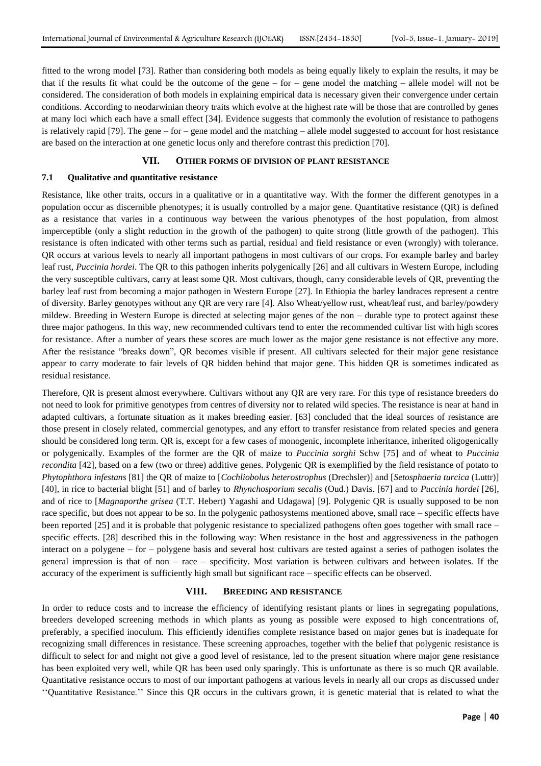fitted to the wrong model [73]. Rather than considering both models as being equally likely to explain the results, it may be that if the results fit what could be the outcome of the gene – for – gene model the matching – allele model will not be considered. The consideration of both models in explaining empirical data is necessary given their convergence under certain conditions. According to neodarwinian theory traits which evolve at the highest rate will be those that are controlled by genes at many loci which each have a small effect [34]. Evidence suggests that commonly the evolution of resistance to pathogens is relatively rapid [79]. The gene – for – gene model and the matching – allele model suggested to account for host resistance are based on the interaction at one genetic locus only and therefore contrast this prediction [70].

## VII. OTHER FORMS OF DIVISION OF PLANT RESISTANCE

### 7.1 Qualitative and quantitative resistance

Resistance, like other traits, occurs in a qualitative or in a quantitative way. With the former the different genotypes in a population occur as discernible phenotypes; it is usually controlled by a major gene. Quantitative resistance (QR) is defined as a resistance that varies in a continuous way between the various phenotypes of the host population, from almost imperceptible (only a slight reduction in the growth of the pathogen) to quite strong (little growth of the pathogen). This resistance is often indicated with other terms such as partial, residual and field resistance or even (wrongly) with tolerance. QR occurs at various levels to nearly all important pathogens in most cultivars of our crops. For example barley and barley leaf rust, *Puccinia hordei*. The QR to this pathogen inherits polygenically [26] and all cultivars in Western Europe, including the very susceptible cultivars, carry at least some QR. Most cultivars, though, carry considerable levels of QR, preventing the barley leaf rust from becoming a major pathogen in Western Europe [27]. In Ethiopia the barley landraces represent a centre of diversity. Barley genotypes without any QR are very rare [4]. Also Wheat/yellow rust, wheat/leaf rust, and barley/powdery mildew. Breeding in Western Europe is directed at selecting major genes of the non – durable type to protect against these three major pathogens. In this way, new recommended cultivars tend to enter the recommended cultivar list with high scores for resistance. After a number of years these scores are much lower as the major gene resistance is not effective any more. After the resistance "breaks down", QR becomes visible if present. All cultivars selected for their major gene resistance appear to carry moderate to fair levels of QR hidden behind that major gene. This hidden QR is sometimes indicated as residual resistance.

Therefore, QR is present almost everywhere. Cultivars without any QR are very rare. For this type of resistance breeders do not need to look for primitive genotypes from centres of diversity nor to related wild species. The resistance is near at hand in adapted cultivars, a fortunate situation as it makes breeding easier. [63] concluded that the ideal sources of resistance are those present in closely related, commercial genotypes, and any effort to transfer resistance from related species and genera should be considered long term. QR is, except for a few cases of monogenic, incomplete inheritance, inherited oligogenically or polygenically. Examples of the former are the QR of maize to *Puccinia sorghi* Schw [75] and of wheat to *Puccinia recondita* [42], based on a few (two or three) additive genes. Polygenic QR is exemplified by the field resistance of potato to *Phytophthora infestans* [81] the QR of maize to [*Cochliobolus heterostrophus* (Drechsler)] and [*Setosphaeria turcica* (Luttr)] [40], in rice to bacterial blight [51] and of barley to *Rhynchosporium secalis* (Oud.) Davis. [67] and to *Puccinia hordei* [26], and of rice to [*Magnaporthe grisea* (T.T. Hebert) Yagashi and Udagawa] [9]. Polygenic QR is usually supposed to be non race specific, but does not appear to be so. In the polygenic pathosystems mentioned above, small race – specific effects have been reported [25] and it is probable that polygenic resistance to specialized pathogens often goes together with small race – specific effects. [28] described this in the following way: When resistance in the host and aggressiveness in the pathogen interact on a polygene – for – polygene basis and several host cultivars are tested against a series of pathogen isolates the general impression is that of non – race – specificity. Most variation is between cultivars and between isolates. If the accuracy of the experiment is sufficiently high small but significant race – specific effects can be observed.

## VIII. BREEDING AND RESISTANCE

In order to reduce costs and to increase the efficiency of identifying resistant plants or lines in segregating populations, breeders developed screening methods in which plants as young as possible were exposed to high concentrations of, preferably, a specified inoculum. This efficiently identifies complete resistance based on major genes but is inadequate for recognizing small differences in resistance. These screening approaches, together with the belief that polygenic resistance is difficult to select for and might not give a good level of resistance, led to the present situation where major gene resistance has been exploited very well, while QR has been used only sparingly. This is unfortunate as there is so much QR available. Quantitative resistance occurs to most of our important pathogens at various levels in nearly all our crops as discussed under ''Quantitative Resistance.'' Since this QR occurs in the cultivars grown, it is genetic material that is related to what the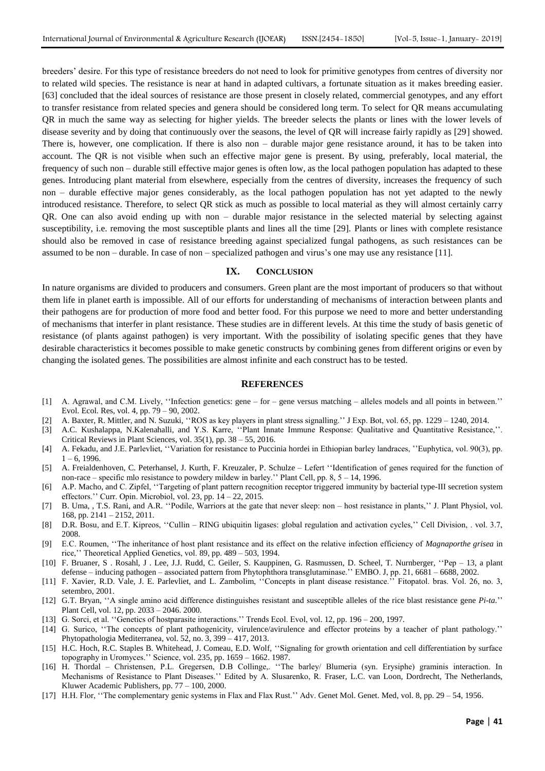breeders' desire. For this type of resistance breeders do not need to look for primitive genotypes from centres of diversity nor to related wild species. The resistance is near at hand in adapted cultivars, a fortunate situation as it makes breeding easier. [63] concluded that the ideal sources of resistance are those present in closely related, commercial genotypes, and any effort to transfer resistance from related species and genera should be considered long term. To select for QR means accumulating QR in much the same way as selecting for higher yields. The breeder selects the plants or lines with the lower levels of disease severity and by doing that continuously over the seasons, the level of QR will increase fairly rapidly as [29] showed. There is, however, one complication. If there is also non – durable major gene resistance around, it has to be taken into account. The QR is not visible when such an effective major gene is present. By using, preferably, local material, the frequency of such non – durable still effective major genes is often low, as the local pathogen population has adapted to these genes. Introducing plant material from elsewhere, especially from the centres of diversity, increases the frequency of such non – durable effective major genes considerably, as the local pathogen population has not yet adapted to the newly introduced resistance. Therefore, to select QR stick as much as possible to local material as they will almost certainly carry QR. One can also avoid ending up with non – durable major resistance in the selected material by selecting against susceptibility, i.e. removing the most susceptible plants and lines all the time [29]. Plants or lines with complete resistance should also be removed in case of resistance breeding against specialized fungal pathogens, as such resistances can be assumed to be non – durable. In case of non – specialized pathogen and virus's one may use any resistance [11].

## IX. CONCLUSION

In nature organisms are divided to producers and consumers. Green plant are the most important of producers so that without them life in planet earth is impossible. All of our efforts for understanding of mechanisms of interaction between plants and their pathogens are for production of more food and better food. For this purpose we need to more and better understanding of mechanisms that interfer in plant resistance. These studies are in different levels. At this time the study of basis genetic of resistance (of plants against pathogen) is very important. With the possibility of isolating specific genes that they have desirable characteristics it becomes possible to make genetic constructs by combining genes from different origins or even by changing the isolated genes. The possibilities are almost infinite and each construct has to be tested.

## REFERENCES

[1] A. Agrawal, and C.M. Lively, ''Infection genetics: gene – for – gene versus matching – alleles models and all points in between.'' Evol. Ecol. Res, vol. 4, pp. 79 – 90, 2002.

[2] A. Baxter, R. Mittler, and N. Suzuki, ''ROS as key players in plant stress signalling.'' J Exp. Bot, vol. 65, pp. 1229 – 1240, 2014.

[3] A.C. Kushalappa, N.Kalenahalli, and Y.S. Karre, ''Plant Innate Immune Response: Qualitative and Quantitative Resistance,''. Critical Reviews in Plant Sciences, vol. 35(1), pp. 38 – 55, 2016.

[4] A. Fekadu, and J.E. Parlevliet, ''Variation for resistance to Puccinia hordei in Ethiopian barley landraces, ''Euphytica, vol. 90(3), pp. 1 – 6, 1996.

[5] A. Freialdenhoven, C. Peterhansel, J. Kurth, F. Kreuzaler, P. Schulze – Lefert ''Identification of genes required for the function of non-race – specific mlo resistance to powdery mildew in barley.'' Plant Cell, pp. 8, 5 – 14, 1996.

[6] A.P. Macho, and C. Zipfel, ''Targeting of plant pattern recognition receptor triggered immunity by bacterial type-III secretion system effectors.'' Curr. Opin. Microbiol, vol. 23, pp. 14 – 22, 2015.

[7] B. Uma, , T.S. Rani, and A.R. ''Podile, Warriors at the gate that never sleep: non – host resistance in plants,'' J. Plant Physiol, vol. 168, pp. 2141 – 2152, 2011.

[8] D.R. Bosu, and E.T. Kipreos, ''Cullin – RING ubiquitin ligases: global regulation and activation cycles,'' Cell Division, . vol. 3.7, 2008.

[9] E.C. Roumen, ''The inheritance of host plant resistance and its effect on the relative infection efficiency of *Magnaporthe grisea* in rice,'' Theoretical Applied Genetics, vol. 89, pp. 489 – 503, 1994.

[10] F. Bruaner, S . Rosahl, J . Lee, J.J. Rudd, C. Geiler, S. Kauppinen, G. Rasmussen, D. Scheel, T. Nurnberger, ''Pep – 13, a plant defense – inducing pathogen – associated pattern from Phytophthora transglutaminase.'' EMBO. J, pp. 21, 6681 – 6688, 2002.

[11] F. Xavier, R.D. Vale, J. E. Parlevliet, and L. Zambolim, ''Concepts in plant disease resistance.'' Fitopatol. bras. Vol. 26, no. 3, setembro, 2001.

[12] G.T. Bryan, ''A single amino acid difference distinguishes resistant and susceptible alleles of the rice blast resistance gene *Pi-ta*.'' Plant Cell, vol. 12, pp. 2033 – 2046. 2000.

[13] G. Sorci, et al. ''Genetics of hostparasite interactions.'' Trends Ecol. Evol, vol. 12, pp. 196 – 200, 1997.

[14] G. Surico, ''The concepts of plant pathogenicity, virulence/avirulence and effector proteins by a teacher of plant pathology.'' Phytopathologia Mediterranea, vol. 52, no. 3, 399 – 417, 2013.

[15] H.C. Hoch, R.C. Staples B. Whitehead, J. Comeau, E.D. Wolf, ''Signaling for growth orientation and cell differentiation by surface topography in Uromyces.'' Science, vol. 235, pp. 1659 – 1662. 1987.

[16] H. Thordal – Christensen, P.L. Gregersen, D.B Collinge,. ''The barley/ Blumeria (syn. Erysiphe) graminis interaction. In Mechanisms of Resistance to Plant Diseases.'' Edited by A. Slusarenko, R. Fraser, L.C. van Loon, Dordrecht, The Netherlands, Kluwer Academic Publishers, pp. 77 – 100, 2000.

[17] H.H. Flor, ''The complementary genic systems in Flax and Flax Rust.'' Adv. Genet Mol. Genet. Med, vol. 8, pp. 29 – 54, 1956.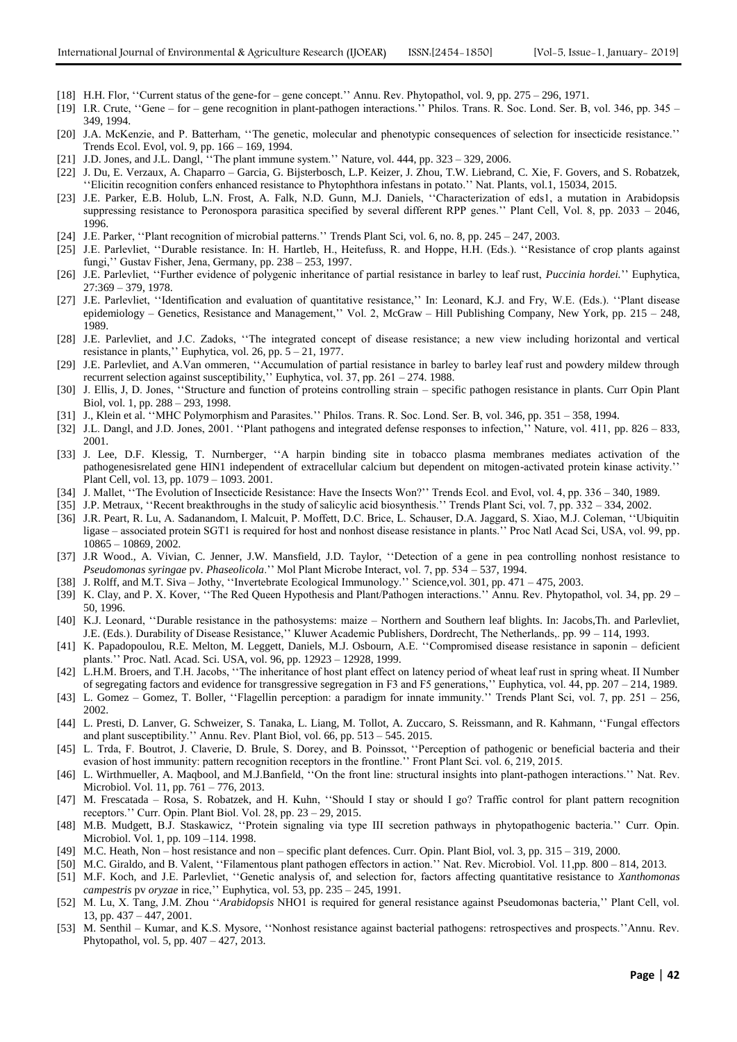[18] H.H. Flor, ''Current status of the gene-for – gene concept.'' Annu. Rev. Phytopathol, vol. 9, pp. 275 – 296, 1971.

[19] I.R. Crute, ''Gene – for – gene recognition in plant-pathogen interactions.'' Philos. Trans. R. Soc. Lond. Ser. B, vol. 346, pp. 345 – 349, 1994.

[20] J.A. McKenzie, and P. Batterham, ''The genetic, molecular and phenotypic consequences of selection for insecticide resistance.'' Trends Ecol. Evol, vol. 9, pp. 166 – 169, 1994.

[21] J.D. Jones, and J.L. Dangl, ''The plant immune system.'' Nature, vol. 444, pp. 323 – 329, 2006.

[22] J. Du, E. Verzaux, A. Chaparro – Garcia, G. Bijsterbosch, L.P. Keizer, J. Zhou, T.W. Liebrand, C. Xie, F. Govers, and S. Robatzek, ''Elicitin recognition confers enhanced resistance to Phytophthora infestans in potato.'' Nat. Plants, vol.1, 15034, 2015.

[23] J.E. Parker, E.B. Holub, L.N. Frost, A. Falk, N.D. Gunn, M.J. Daniels, ''Characterization of eds1, a mutation in Arabidopsis suppressing resistance to Peronospora parasitica specified by several different RPP genes.'' Plant Cell, Vol. 8, pp. 2033 – 2046, 1996.

[24] J.E. Parker, ''Plant recognition of microbial patterns.'' Trends Plant Sci, vol. 6, no. 8, pp. 245 – 247, 2003.

[25] J.E. Parlevliet, ''Durable resistance. In: H. Hartleb, H., Heitefuss, R. and Hoppe, H.H. (Eds.). ''Resistance of crop plants against fungi,'' Gustav Fisher, Jena, Germany, pp. 238 – 253, 1997.

[26] J.E. Parlevliet, ''Further evidence of polygenic inheritance of partial resistance in barley to leaf rust, *Puccinia hordei.*'' Euphytica, 27:369 – 379, 1978.

[27] J.E. Parlevliet, ''Identification and evaluation of quantitative resistance,'' In: Leonard, K.J. and Fry, W.E. (Eds.). ''Plant disease epidemiology – Genetics, Resistance and Management,'' Vol. 2, McGraw – Hill Publishing Company, New York, pp. 215 – 248, 1989.

[28] J.E. Parlevliet, and J.C. Zadoks, ''The integrated concept of disease resistance; a new view including horizontal and vertical resistance in plants,'' Euphytica, vol. 26, pp. 5 – 21, 1977.

[29] J.E. Parlevliet, and A.Van ommeren, ''Accumulation of partial resistance in barley to barley leaf rust and powdery mildew through recurrent selection against susceptibility,'' Euphytica, vol. 37, pp. 261 – 274. 1988.

[30] J. Ellis, J, D. Jones, ''Structure and function of proteins controlling strain – specific pathogen resistance in plants. Curr Opin Plant Biol, vol. 1, pp. 288 – 293, 1998.

[31] J., Klein et al. ''MHC Polymorphism and Parasites.'' Philos. Trans. R. Soc. Lond. Ser. B, vol. 346, pp. 351 – 358, 1994.

[32] J.L. Dangl, and J.D. Jones, 2001. ''Plant pathogens and integrated defense responses to infection,'' Nature, vol. 411, pp. 826 – 833, 2001.

[33] J. Lee, D.F. Klessig, T. Nurnberger, ''A harpin binding site in tobacco plasma membranes mediates activation of the pathogenesisrelated gene HIN1 independent of extracellular calcium but dependent on mitogen-activated protein kinase activity.'' Plant Cell, vol. 13, pp. 1079 – 1093. 2001.

[34] J. Mallet, ''The Evolution of Insecticide Resistance: Have the Insects Won?'' Trends Ecol. and Evol, vol. 4, pp. 336 – 340, 1989.

[35] J.P. Metraux, ''Recent breakthroughs in the study of salicylic acid biosynthesis.'' Trends Plant Sci, vol. 7, pp. 332 – 334, 2002.

[36] J.R. Peart, R. Lu, A. Sadanandom, I. Malcuit, P. Moffett, D.C. Brice, L. Schauser, D.A. Jaggard, S. Xiao, M.J. Coleman, ''Ubiquitin ligase – associated protein SGT1 is required for host and nonhost disease resistance in plants.'' Proc Natl Acad Sci, USA, vol. 99, pp. 10865 – 10869, 2002.

[37] J.R Wood., A. Vivian, C. Jenner, J.W. Mansfield, J.D. Taylor, ''Detection of a gene in pea controlling nonhost resistance to *Pseudomonas syringae* pv. *Phaseolicola*.'' Mol Plant Microbe Interact, vol. 7, pp. 534 – 537, 1994.

[38] J. Rolff, and M.T. Siva – Jothy, ''Invertebrate Ecological Immunology.'' Science,vol. 301, pp. 471 – 475, 2003.

[39] K. Clay, and P. X. Kover, ''The Red Queen Hypothesis and Plant/Pathogen interactions.'' Annu. Rev. Phytopathol, vol. 34, pp. 29 – 50, 1996.

[40] K.J. Leonard, ''Durable resistance in the pathosystems: maize – Northern and Southern leaf blights. In: Jacobs,Th. and Parlevliet, J.E. (Eds.). Durability of Disease Resistance,'' Kluwer Academic Publishers, Dordrecht, The Netherlands,. pp. 99 – 114, 1993.

[41] K. Papadopoulou, R.E. Melton, M. Leggett, Daniels, M.J. Osbourn, A.E. ''Compromised disease resistance in saponin – deficient plants.'' Proc. Natl. Acad. Sci. USA, vol. 96, pp. 12923 – 12928, 1999.

[42] L.H.M. Broers, and T.H. Jacobs, ''The inheritance of host plant effect on latency period of wheat leaf rust in spring wheat. II Number of segregating factors and evidence for transgressive segregation in F3 and F5 generations,'' Euphytica, vol. 44, pp. 207 – 214, 1989.

[43] L. Gomez – Gomez, T. Boller, ''Flagellin perception: a paradigm for innate immunity.'' Trends Plant Sci, vol. 7, pp. 251 – 256, 2002.

[44] L. Presti, D. Lanver, G. Schweizer, S. Tanaka, L. Liang, M. Tollot, A. Zuccaro, S. Reissmann, and R. Kahmann, ''Fungal effectors and plant susceptibility.'' Annu. Rev. Plant Biol, vol. 66, pp. 513 – 545. 2015.

[45] L. Trda, F. Boutrot, J. Claverie, D. Brule, S. Dorey, and B. Poinssot, ''Perception of pathogenic or beneficial bacteria and their evasion of host immunity: pattern recognition receptors in the frontline.'' Front Plant Sci. vol. 6, 219, 2015.

[46] L. Wirthmueller, A. Maqbool, and M.J.Banfield, ''On the front line: structural insights into plant-pathogen interactions.'' Nat. Rev. Microbiol. Vol. 11, pp. 761 – 776, 2013.

[47] M. Frescatada – Rosa, S. Robatzek, and H. Kuhn, ''Should I stay or should I go? Traffic control for plant pattern recognition receptors.'' Curr. Opin. Plant Biol. Vol. 28, pp. 23 – 29, 2015.

[48] M.B. Mudgett, B.J. Staskawicz, ''Protein signaling via type III secretion pathways in phytopathogenic bacteria.'' Curr. Opin. Microbiol. Vol. 1, pp. 109 –114. 1998.

[49] M.C. Heath, Non – host resistance and non – specific plant defences. Curr. Opin. Plant Biol, vol. 3, pp. 315 – 319, 2000.

[50] M.C. Giraldo, and B. Valent, ''Filamentous plant pathogen effectors in action.'' Nat. Rev. Microbiol. Vol. 11,pp. 800 – 814, 2013.

[51] M.F. Koch, and J.E. Parlevliet, ''Genetic analysis of, and selection for, factors affecting quantitative resistance to *Xanthomonas campestris* pv *oryzae* in rice,'' Euphytica, vol. 53, pp. 235 – 245, 1991.

[52] M. Lu, X. Tang, J.M. Zhou ''*Arabidopsis* NHO1 is required for general resistance against Pseudomonas bacteria,'' Plant Cell, vol. 13, pp. 437 – 447, 2001.

[53] M. Senthil – Kumar, and K.S. Mysore, ''Nonhost resistance against bacterial pathogens: retrospectives and prospects.''Annu. Rev. Phytopathol, vol. 5, pp. 407 – 427, 2013.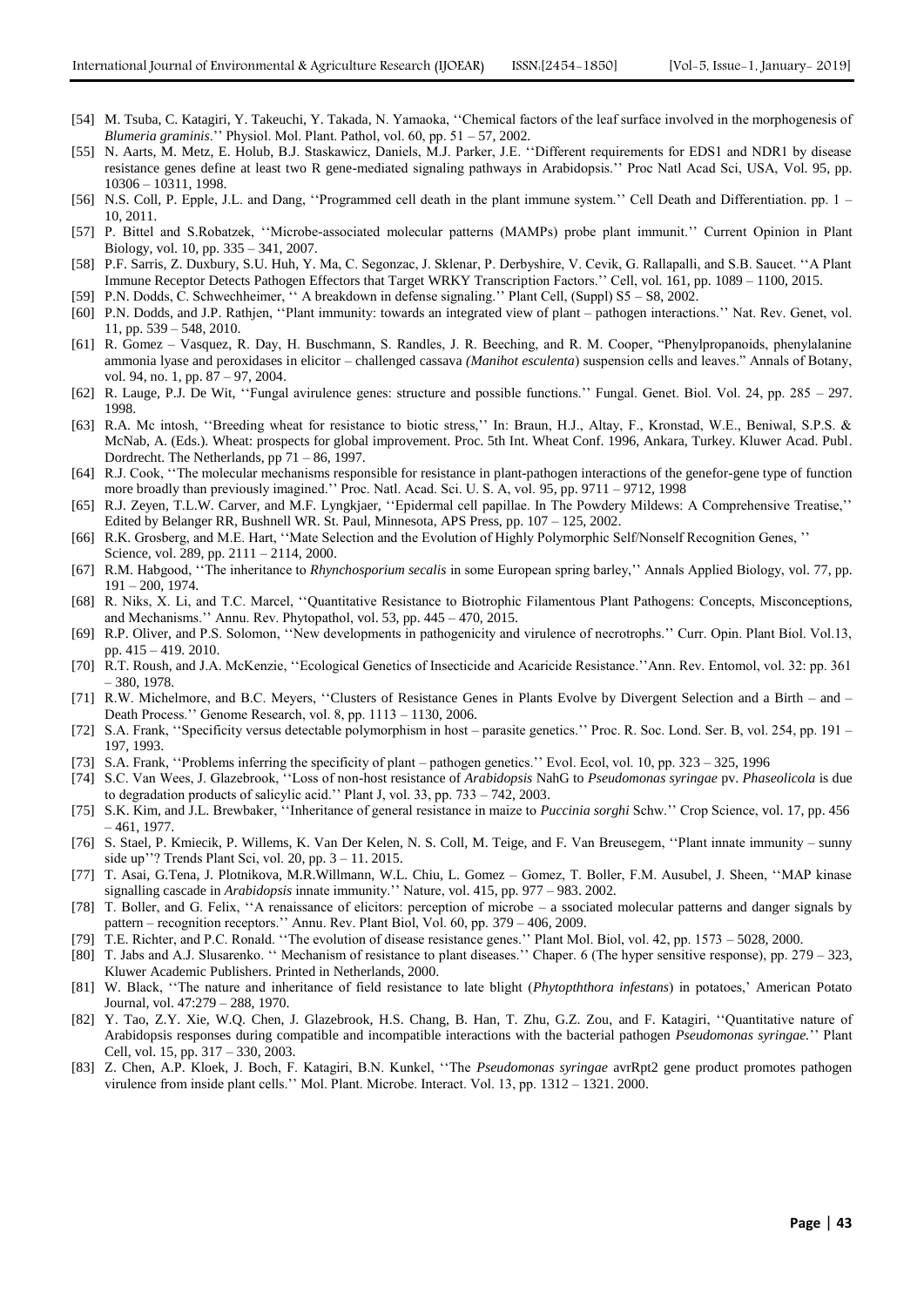[54] M. Tsuba, C. Katagiri, Y. Takeuchi, Y. Takada, N. Yamaoka, ''Chemical factors of the leaf surface involved in the morphogenesis of *Blumeria graminis*.'' Physiol. Mol. Plant. Pathol, vol. 60, pp. 51 – 57, 2002.

[55] N. Aarts, M. Metz, E. Holub, B.J. Staskawicz, Daniels, M.J. Parker, J.E. ''Different requirements for EDS1 and NDR1 by disease resistance genes define at least two R gene-mediated signaling pathways in Arabidopsis.'' Proc Natl Acad Sci, USA, Vol. 95, pp. 10306 – 10311, 1998.

[56] N.S. Coll, P. Epple, J.L. and Dang, ''Programmed cell death in the plant immune system.'' Cell Death and Differentiation. pp. 1 – 10, 2011.

[57] P. Bittel and S.Robatzek, ''Microbe-associated molecular patterns (MAMPs) probe plant immunit.'' Current Opinion in Plant Biology, vol. 10, pp. 335 – 341, 2007.

[58] P.F. Sarris, Z. Duxbury, S.U. Huh, Y. Ma, C. Segonzac, J. Sklenar, P. Derbyshire, V. Cevik, G. Rallapalli, and S.B. Saucet. ''A Plant Immune Receptor Detects Pathogen Effectors that Target WRKY Transcription Factors.'' Cell, vol. 161, pp. 1089 – 1100, 2015.

[59] P.N. Dodds, C. Schwechheimer, '' A breakdown in defense signaling.'' Plant Cell, (Suppl) S5 – S8, 2002.

[60] P.N. Dodds, and J.P. Rathjen, ''Plant immunity: towards an integrated view of plant – pathogen interactions.'' Nat. Rev. Genet, vol. 11, pp. 539 – 548, 2010.

[61] R. Gomez – Vasquez, R. Day, H. Buschmann, S. Randles, J. R. Beeching, and R. M. Cooper, "Phenylpropanoids, phenylalanine ammonia lyase and peroxidases in elicitor – challenged cassava *(Manihot esculenta*) suspension cells and leaves." Annals of Botany, vol. 94, no. 1, pp. 87 – 97, 2004.

[62] R. Lauge, P.J. De Wit, ''Fungal avirulence genes: structure and possible functions.'' Fungal. Genet. Biol. Vol. 24, pp. 285 – 297. 1998.

[63] R.A. Mc intosh, ''Breeding wheat for resistance to biotic stress,'' In: Braun, H.J., Altay, F., Kronstad, W.E., Beniwal, S.P.S. & McNab, A. (Eds.). Wheat: prospects for global improvement. Proc. 5th Int. Wheat Conf. 1996, Ankara, Turkey. Kluwer Acad. Publ. Dordrecht. The Netherlands, pp 71 – 86, 1997.

[64] R.J. Cook, ''The molecular mechanisms responsible for resistance in plant-pathogen interactions of the genefor-gene type of function more broadly than previously imagined.'' Proc. Natl. Acad. Sci. U. S. A, vol. 95, pp. 9711 – 9712, 1998

[65] R.J. Zeyen, T.L.W. Carver, and M.F. Lyngkjaer, ''Epidermal cell papillae. In The Powdery Mildews: A Comprehensive Treatise,'' Edited by Belanger RR, Bushnell WR. St. Paul, Minnesota, APS Press, pp. 107 – 125, 2002.

[66] R.K. Grosberg, and M.E. Hart, ''Mate Selection and the Evolution of Highly Polymorphic Self/Nonself Recognition Genes, '' Science, vol. 289, pp. 2111 – 2114, 2000.

[67] R.M. Habgood, ''The inheritance to *Rhynchosporium secalis* in some European spring barley,'' Annals Applied Biology, vol. 77, pp. 191 – 200, 1974.

[68] R. Niks, X. Li, and T.C. Marcel, ''Quantitative Resistance to Biotrophic Filamentous Plant Pathogens: Concepts, Misconceptions, and Mechanisms.'' Annu. Rev. Phytopathol, vol. 53, pp. 445 – 470, 2015.

[69] R.P. Oliver, and P.S. Solomon, ''New developments in pathogenicity and virulence of necrotrophs.'' Curr. Opin. Plant Biol. Vol.13, pp. 415 – 419. 2010.

[70] R.T. Roush, and J.A. McKenzie, ''Ecological Genetics of Insecticide and Acaricide Resistance.''Ann. Rev. Entomol, vol. 32: pp. 361 – 380, 1978.

[71] R.W. Michelmore, and B.C. Meyers, ''Clusters of Resistance Genes in Plants Evolve by Divergent Selection and a Birth – and – Death Process.'' Genome Research, vol. 8, pp. 1113 – 1130, 2006.

[72] S.A. Frank, ''Specificity versus detectable polymorphism in host – parasite genetics.'' Proc. R. Soc. Lond. Ser. B, vol. 254, pp. 191 – 197, 1993.

[73] S.A. Frank, ''Problems inferring the specificity of plant – pathogen genetics.'' Evol. Ecol, vol. 10, pp. 323 – 325, 1996

[74] S.C. Van Wees, J. Glazebrook, ''Loss of non-host resistance of *Arabidopsis* NahG to *Pseudomonas syringae* pv. *Phaseolicola* is due to degradation products of salicylic acid.'' Plant J, vol. 33, pp. 733 – 742, 2003.

[75] S.K. Kim, and J.L. Brewbaker, ''Inheritance of general resistance in maize to *Puccinia sorghi* Schw.'' Crop Science, vol. 17, pp. 456 – 461, 1977.

[76] S. Stael, P. Kmiecik, P. Willems, K. Van Der Kelen, N. S. Coll, M. Teige, and F. Van Breusegem, ''Plant innate immunity – sunny side up''? Trends Plant Sci, vol. 20, pp. 3 – 11. 2015.

[77] T. Asai, G.Tena, J. Plotnikova, M.R.Willmann, W.L. Chiu, L. Gomez – Gomez, T. Boller, F.M. Ausubel, J. Sheen, ''MAP kinase signalling cascade in *Arabidopsis* innate immunity.'' Nature, vol. 415, pp. 977 – 983. 2002.

[78] T. Boller, and G. Felix, ''A renaissance of elicitors: perception of microbe – a ssociated molecular patterns and danger signals by pattern – recognition receptors.'' Annu. Rev. Plant Biol, Vol. 60, pp. 379 – 406, 2009.

[79] T.E. Richter, and P.C. Ronald. ''The evolution of disease resistance genes.'' Plant Mol. Biol, vol. 42, pp. 1573 – 5028, 2000.

[80] T. Jabs and A.J. Slusarenko. '' Mechanism of resistance to plant diseases.'' Chaper. 6 (The hyper sensitive response), pp. 279 – 323, Kluwer Academic Publishers. Printed in Netherlands, 2000.

[81] W. Black, ''The nature and inheritance of field resistance to late blight (*Phytopththora infestans*) in potatoes,' American Potato Journal, vol. 47:279 – 288, 1970.

[82] Y. Tao, Z.Y. Xie, W.Q. Chen, J. Glazebrook, H.S. Chang, B. Han, T. Zhu, G.Z. Zou, and F. Katagiri, ''Quantitative nature of Arabidopsis responses during compatible and incompatible interactions with the bacterial pathogen *Pseudomonas syringae.*'' Plant Cell, vol. 15, pp. 317 – 330, 2003.

[83] Z. Chen, A.P. Kloek, J. Boch, F. Katagiri, B.N. Kunkel, ''The *Pseudomonas syringae* avrRpt2 gene product promotes pathogen virulence from inside plant cells.'' Mol. Plant. Microbe. Interact. Vol. 13, pp. 1312 – 1321. 2000.